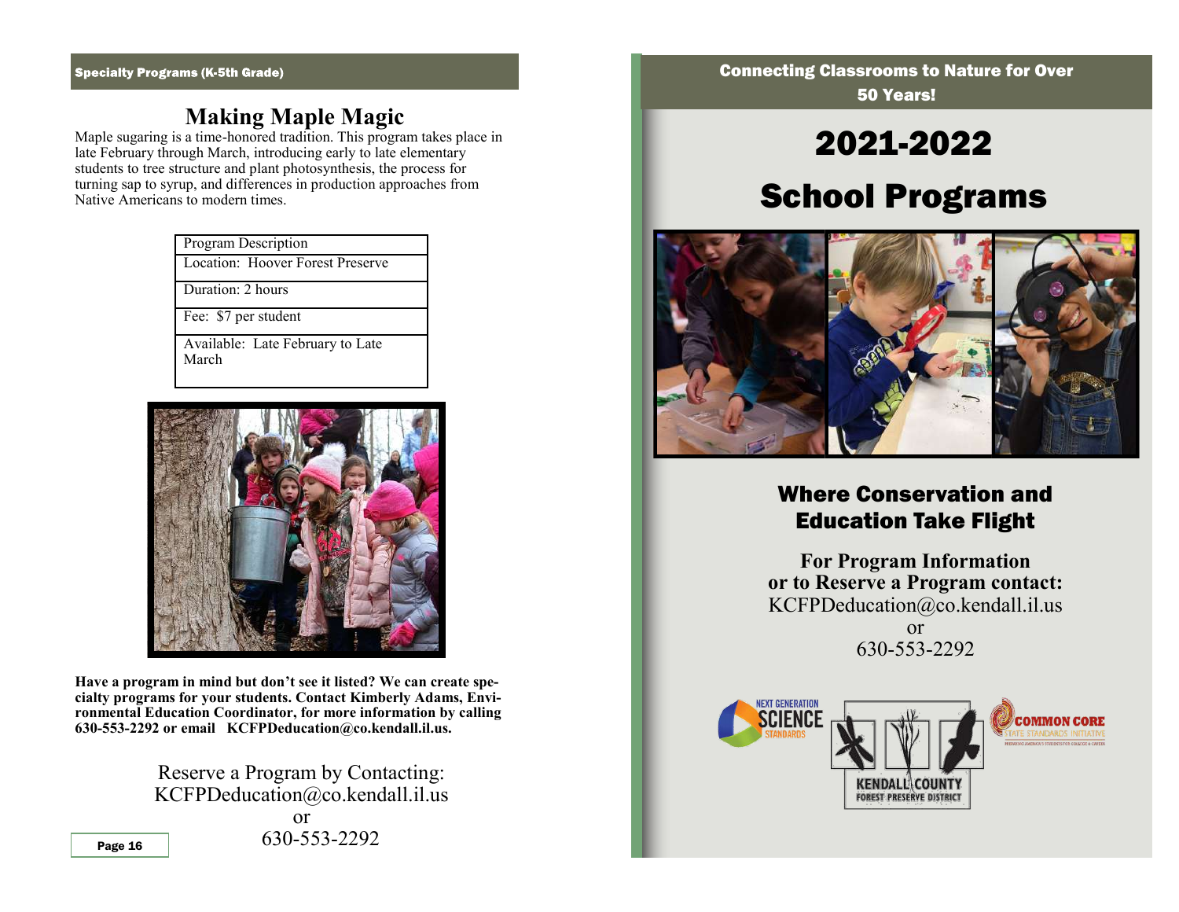Specialty Programs (K-5th Grade)

# Making Maple Magic

Maple sugaring is a time-honored tradition. This program takes place in late February through March, introducing early to late elementary students to tree structure and plant photosynthesis, the process for turning sap to syrup, and differences in production approaches from Native Americans to modern times.

| Program Description |
| --- |
| Location: Hoover Forest Preserve |
| Duration: 2 hours |
| Fee: $7 per student |
| Available: Late February to Late March |

**Have a program in mind but don't see it listed? We can create specialty programs for your students. Contact Kimberly Adams, Environmental Education Coordinator, for more information by calling 630-553-2292 or email KCFPDeducation@co.kendall.il.us.**

Reserve a Program by Contacting:
KCFPDeducation@co.kendall.il.us
or
630-553-2292

**Connecting Classrooms to Nature for Over 50 Years!**

# 2021-2022

# School Programs

## Where Conservation and Education Take Flight

**For Program Information or to Reserve a Program contact:**
KCFPDeducation@co.kendall.il.us
or
630-553-2292

NEXT GENERATION SCIENCE STANDARDS

KENDALL COUNTY FOREST PRESERVE DISTRICT

COMMON CORE STATE STANDARDS INITIATIVE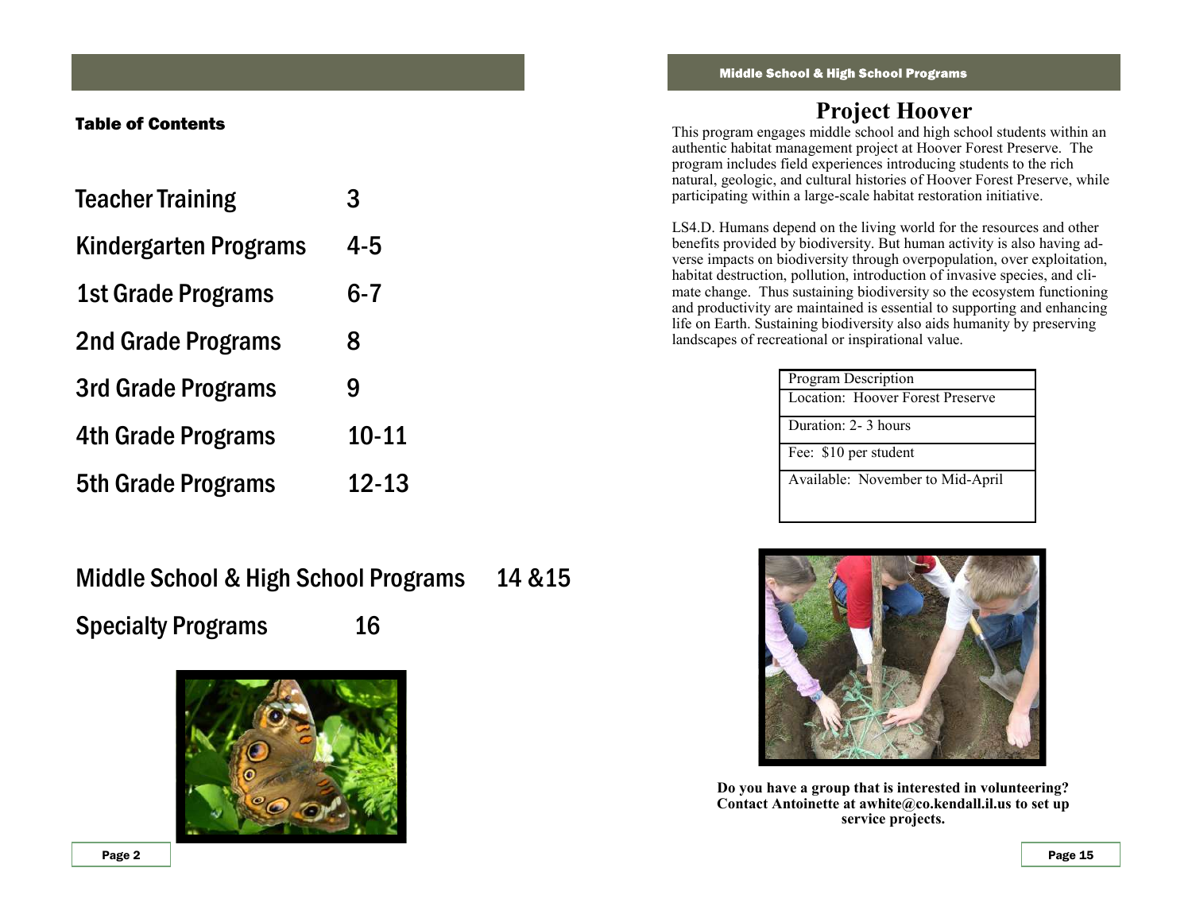## Table of Contents

| | |
|---|---|
| Teacher Training | 3 |
| Kindergarten Programs | 4-5 |
| 1st Grade Programs | 6-7 |
| 2nd Grade Programs | 8 |
| 3rd Grade Programs | 9 |
| 4th Grade Programs | 10-11 |
| 5th Grade Programs | 12-13 |
| Middle School & High School Programs | 14 &15 |
| Specialty Programs | 16 |

## Middle School & High School Programs

# Project Hoover

This program engages middle school and high school students within an authentic habitat management project at Hoover Forest Preserve. The program includes field experiences introducing students to the rich natural, geologic, and cultural histories of Hoover Forest Preserve, while participating within a large-scale habitat restoration initiative.

LS4.D. Humans depend on the living world for the resources and other benefits provided by biodiversity. But human activity is also having adverse impacts on biodiversity through overpopulation, over exploitation, habitat destruction, pollution, introduction of invasive species, and climate change. Thus sustaining biodiversity so the ecosystem functioning and productivity are maintained is essential to supporting and enhancing life on Earth. Sustaining biodiversity also aids humanity by preserving landscapes of recreational or inspirational value.

| Program Description |
|---|
| Location: Hoover Forest Preserve |
| Duration: 2- 3 hours |
| Fee: $10 per student |
| Available: November to Mid-April |

**Do you have a group that is interested in volunteering? Contact Antoinette at awhite@co.kendall.il.us to set up service projects.**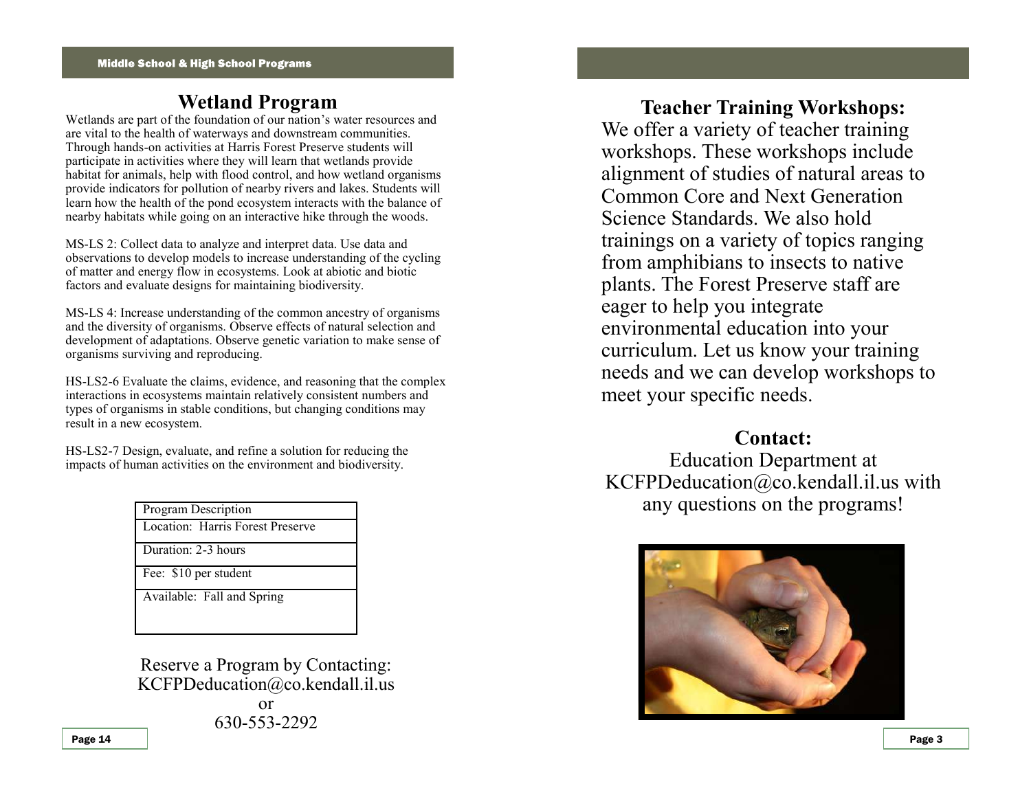## Middle School & High School Programs

## Wetland Program

Wetlands are part of the foundation of our nation's water resources and are vital to the health of waterways and downstream communities. Through hands-on activities at Harris Forest Preserve students will participate in activities where they will learn that wetlands provide habitat for animals, help with flood control, and how wetland organisms provide indicators for pollution of nearby rivers and lakes. Students will learn how the health of the pond ecosystem interacts with the balance of nearby habitats while going on an interactive hike through the woods.

MS-LS 2: Collect data to analyze and interpret data. Use data and observations to develop models to increase understanding of the cycling of matter and energy flow in ecosystems. Look at abiotic and biotic factors and evaluate designs for maintaining biodiversity.

MS-LS 4: Increase understanding of the common ancestry of organisms and the diversity of organisms. Observe effects of natural selection and development of adaptations. Observe genetic variation to make sense of organisms surviving and reproducing.

HS-LS2-6 Evaluate the claims, evidence, and reasoning that the complex interactions in ecosystems maintain relatively consistent numbers and types of organisms in stable conditions, but changing conditions may result in a new ecosystem.

HS-LS2-7 Design, evaluate, and refine a solution for reducing the impacts of human activities on the environment and biodiversity.

| Program Description |
| --- |
| Location: Harris Forest Preserve |
| Duration: 2-3 hours |
| Fee: $10 per student |
| Available: Fall and Spring |

Reserve a Program by Contacting:
KCFPDeducation@co.kendall.il.us
or
630-553-2292

## Teacher Training Workshops:

We offer a variety of teacher training workshops. These workshops include alignment of studies of natural areas to Common Core and Next Generation Science Standards. We also hold trainings on a variety of topics ranging from amphibians to insects to native plants. The Forest Preserve staff are eager to help you integrate environmental education into your curriculum. Let us know your training needs and we can develop workshops to meet your specific needs.

## Contact:

Education Department at KCFPDeducation@co.kendall.il.us with any questions on the programs!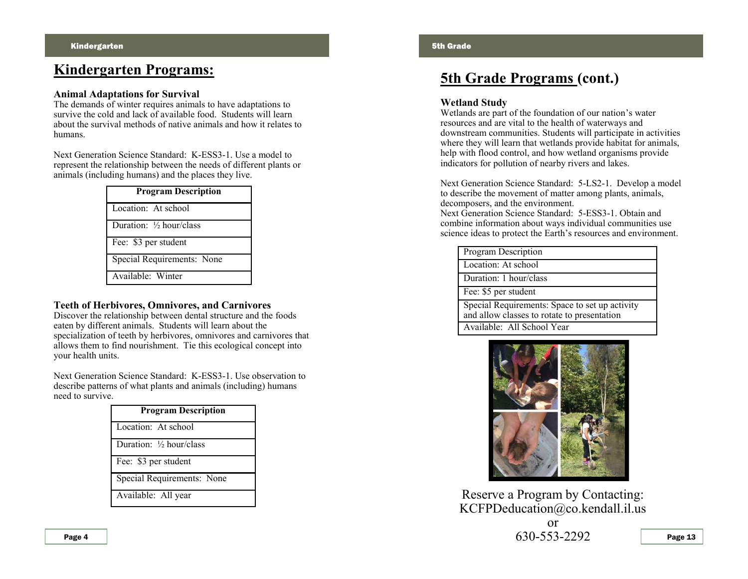# Kindergarten Programs:

### Animal Adaptations for Survival

The demands of winter requires animals to have adaptations to survive the cold and lack of available food. Students will learn about the survival methods of native animals and how it relates to humans.

Next Generation Science Standard: K-ESS3-1. Use a model to represent the relationship between the needs of different plants or animals (including humans) and the places they live.

| Program Description |
|---|
| Location: At school |
| Duration: ½ hour/class |
| Fee: $3 per student |
| Special Requirements: None |
| Available: Winter |

### Teeth of Herbivores, Omnivores, and Carnivores

Discover the relationship between dental structure and the foods eaten by different animals. Students will learn about the specialization of teeth by herbivores, omnivores and carnivores that allows them to find nourishment. Tie this ecological concept into your health units.

Next Generation Science Standard: K-ESS3-1. Use observation to describe patterns of what plants and animals (including) humans need to survive.

| Program Description |
|---|
| Location: At school |
| Duration: ½ hour/class |
| Fee: $3 per student |
| Special Requirements: None |
| Available: All year |

# 5th Grade Programs (cont.)

### Wetland Study

Wetlands are part of the foundation of our nation's water resources and are vital to the health of waterways and downstream communities. Students will participate in activities where they will learn that wetlands provide habitat for animals, help with flood control, and how wetland organisms provide indicators for pollution of nearby rivers and lakes.

Next Generation Science Standard: 5-LS2-1. Develop a model to describe the movement of matter among plants, animals, decomposers, and the environment.
Next Generation Science Standard: 5-ESS3-1. Obtain and combine information about ways individual communities use science ideas to protect the Earth's resources and environment.

| Program Description |
|---|
| Location: At school |
| Duration: 1 hour/class |
| Fee: $5 per student |
| Special Requirements: Space to set up activity and allow classes to rotate to presentation |
| Available: All School Year |

Reserve a Program by Contacting:
KCFPDeducation@co.kendall.il.us
or
630-553-2292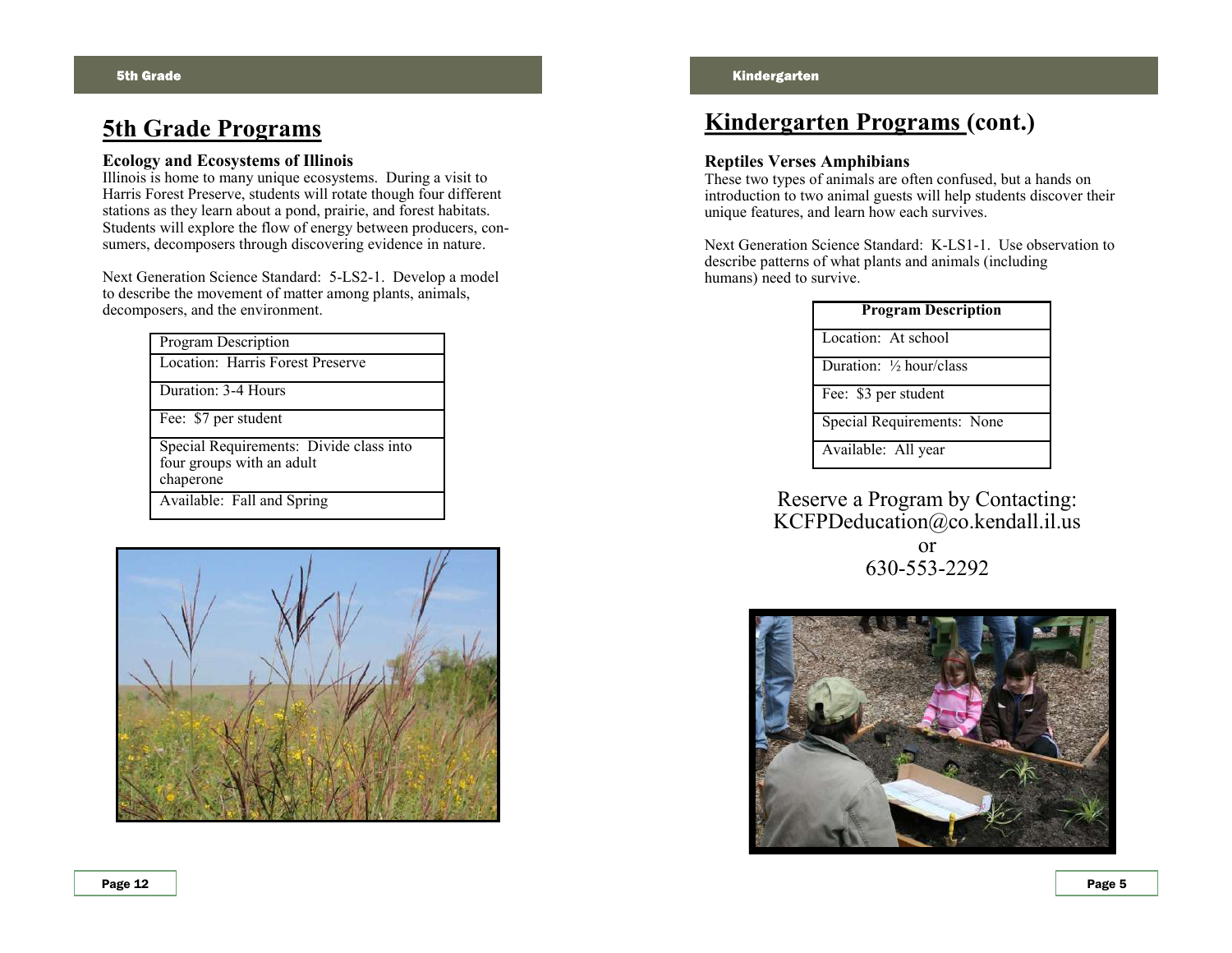# 5th Grade Programs

### Ecology and Ecosystems of Illinois

Illinois is home to many unique ecosystems. During a visit to Harris Forest Preserve, students will rotate though four different stations as they learn about a pond, prairie, and forest habitats. Students will explore the flow of energy between producers, consumers, decomposers through discovering evidence in nature.

Next Generation Science Standard: 5-LS2-1. Develop a model to describe the movement of matter among plants, animals, decomposers, and the environment.

| Program Description |
|---|
| Location: Harris Forest Preserve |
| Duration: 3-4 Hours |
| Fee: $7 per student |
| Special Requirements: Divide class into four groups with an adult chaperone |
| Available: Fall and Spring |

# Kindergarten Programs (cont.)

### Reptiles Verses Amphibians

These two types of animals are often confused, but a hands on introduction to two animal guests will help students discover their unique features, and learn how each survives.

Next Generation Science Standard: K-LS1-1. Use observation to describe patterns of what plants and animals (including humans) need to survive.

| **Program Description** |
|---|
| Location: At school |
| Duration: ½ hour/class |
| Fee: $3 per student |
| Special Requirements: None |
| Available: All year |

Reserve a Program by Contacting:
KCFPDeducation@co.kendall.il.us
or
630-553-2292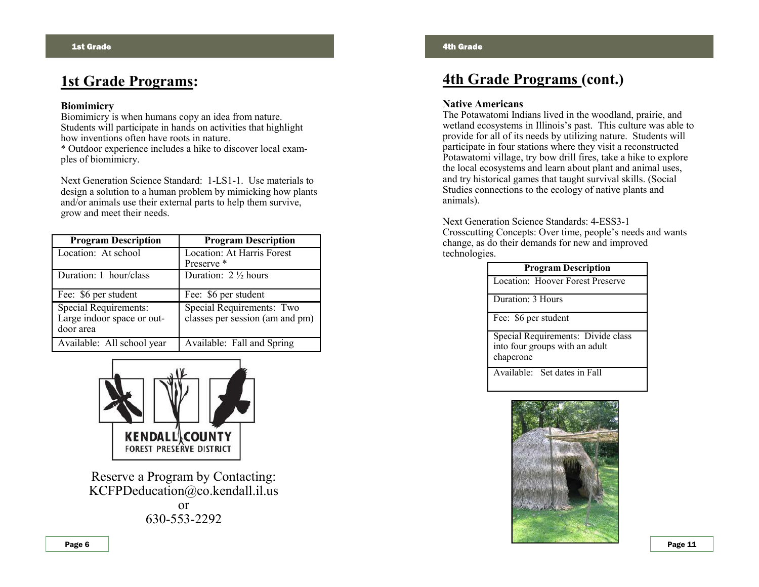# 1st Grade Programs:

**Biomimicry**

Biomimicry is when humans copy an idea from nature. Students will participate in hands on activities that highlight how inventions often have roots in nature.

* Outdoor experience includes a hike to discover local examples of biomimicry.

Next Generation Science Standard: 1-LS1-1. Use materials to design a solution to a human problem by mimicking how plants and/or animals use their external parts to help them survive, grow and meet their needs.

| Program Description | Program Description |
|---|---|
| Location: At school | Location: At Harris Forest Preserve * |
| Duration: 1 hour/class | Duration: 2 ½ hours |
| Fee: $6 per student | Fee: $6 per student |
| Special Requirements: Large indoor space or outdoor area | Special Requirements: Two classes per session (am and pm) |
| Available: All school year | Available: Fall and Spring |

KENDALL COUNTY FOREST PRESERVE DISTRICT

Reserve a Program by Contacting:
KCFPDeducation@co.kendall.il.us
or
630-553-2292

# 4th Grade Programs (cont.)

**Native Americans**

The Potawatomi Indians lived in the woodland, prairie, and wetland ecosystems in Illinois's past. This culture was able to provide for all of its needs by utilizing nature. Students will participate in four stations where they visit a reconstructed Potawatomi village, try bow drill fires, take a hike to explore the local ecosystems and learn about plant and animal uses, and try historical games that taught survival skills. (Social Studies connections to the ecology of native plants and animals).

Next Generation Science Standards: 4-ESS3-1
Crosscutting Concepts: Over time, people's needs and wants change, as do their demands for new and improved technologies.

| Program Description |
|---|
| Location: Hoover Forest Preserve |
| Duration: 3 Hours |
| Fee: $6 per student |
| Special Requirements: Divide class into four groups with an adult chaperone |
| Available: Set dates in Fall |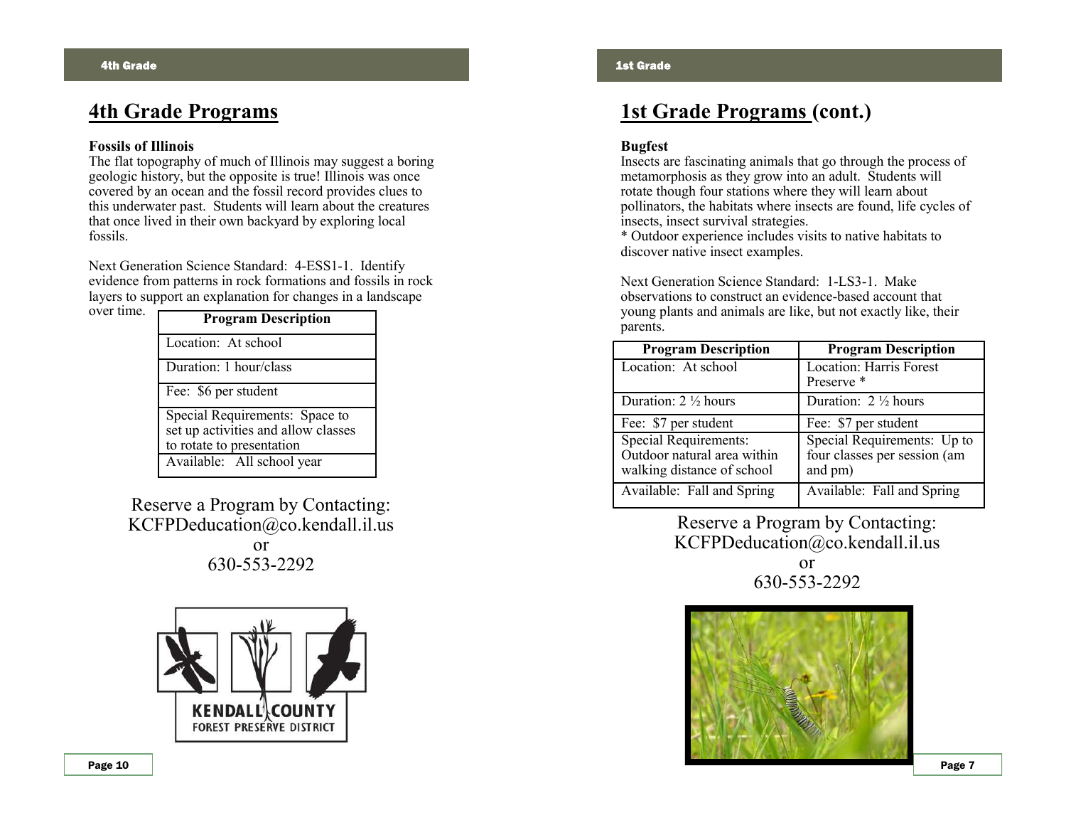## 4th Grade Programs

**Fossils of Illinois**
The flat topography of much of Illinois may suggest a boring geologic history, but the opposite is true! Illinois was once covered by an ocean and the fossil record provides clues to this underwater past. Students will learn about the creatures that once lived in their own backyard by exploring local fossils.

Next Generation Science Standard: 4-ESS1-1. Identify evidence from patterns in rock formations and fossils in rock layers to support an explanation for changes in a landscape over time.

| Program Description |
|---|
| Location: At school |
| Duration: 1 hour/class |
| Fee: $6 per student |
| Special Requirements: Space to set up activities and allow classes to rotate to presentation |
| Available: All school year |

Reserve a Program by Contacting:
KCFPDeducation@co.kendall.il.us
or
630-553-2292

KENDALL COUNTY FOREST PRESERVE DISTRICT

## 1st Grade Programs (cont.)

**Bugfest**
Insects are fascinating animals that go through the process of metamorphosis as they grow into an adult. Students will rotate though four stations where they will learn about pollinators, the habitats where insects are found, life cycles of insects, insect survival strategies.
* Outdoor experience includes visits to native habitats to discover native insect examples.

Next Generation Science Standard: 1-LS3-1. Make observations to construct an evidence-based account that young plants and animals are like, but not exactly like, their parents.

| Program Description | Program Description |
|---|---|
| Location: At school | Location: Harris Forest Preserve * |
| Duration: 2 ½ hours | Duration: 2 ½ hours |
| Fee: $7 per student | Fee: $7 per student |
| Special Requirements: Outdoor natural area within walking distance of school | Special Requirements: Up to four classes per session (am and pm) |
| Available: Fall and Spring | Available: Fall and Spring |

Reserve a Program by Contacting:
KCFPDeducation@co.kendall.il.us
or
630-553-2292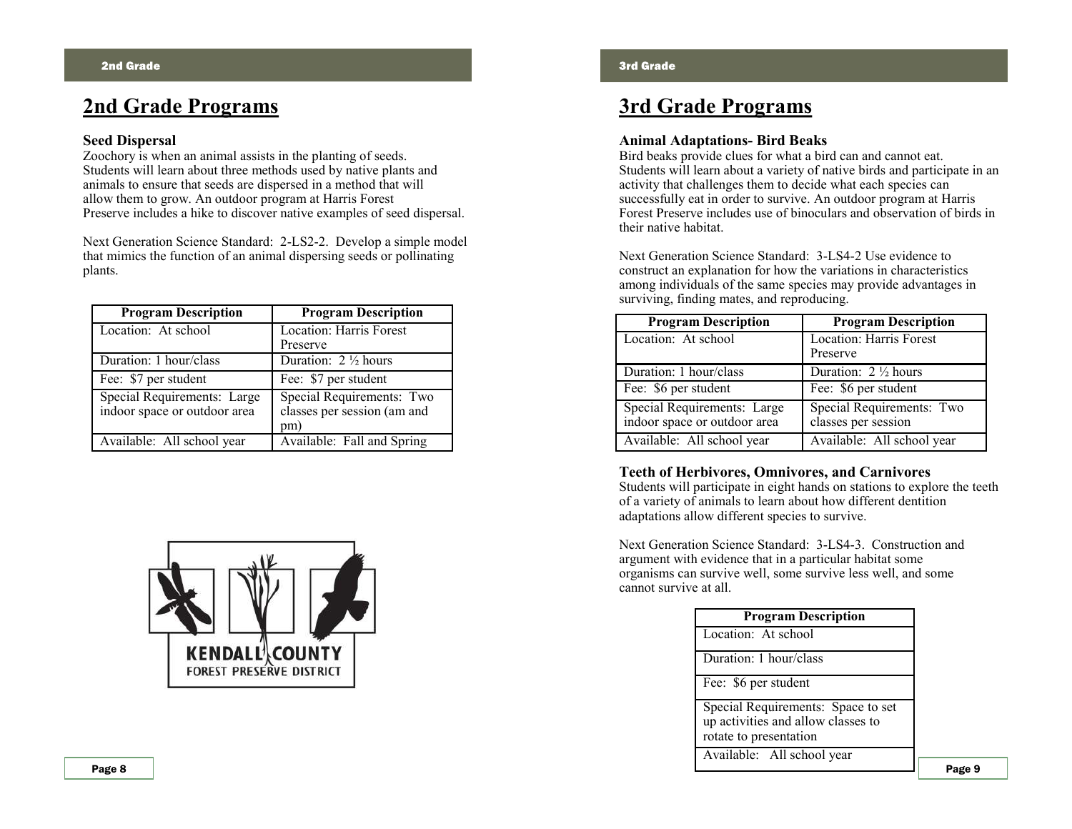# 2nd Grade Programs

### Seed Dispersal

Zoochory is when an animal assists in the planting of seeds. Students will learn about three methods used by native plants and animals to ensure that seeds are dispersed in a method that will allow them to grow. An outdoor program at Harris Forest Preserve includes a hike to discover native examples of seed dispersal.

Next Generation Science Standard: 2-LS2-2. Develop a simple model that mimics the function of an animal dispersing seeds or pollinating plants.

| Program Description | Program Description |
|---|---|
| Location: At school | Location: Harris Forest Preserve |
| Duration: 1 hour/class | Duration: 2 ½ hours |
| Fee: $7 per student | Fee: $7 per student |
| Special Requirements: Large indoor space or outdoor area | Special Requirements: Two classes per session (am and pm) |
| Available: All school year | Available: Fall and Spring |

KENDALL COUNTY FOREST PRESERVE DISTRICT

# 3rd Grade Programs

### Animal Adaptations- Bird Beaks

Bird beaks provide clues for what a bird can and cannot eat. Students will learn about a variety of native birds and participate in an activity that challenges them to decide what each species can successfully eat in order to survive. An outdoor program at Harris Forest Preserve includes use of binoculars and observation of birds in their native habitat.

Next Generation Science Standard: 3-LS4-2 Use evidence to construct an explanation for how the variations in characteristics among individuals of the same species may provide advantages in surviving, finding mates, and reproducing.

| Program Description | Program Description |
|---|---|
| Location: At school | Location: Harris Forest Preserve |
| Duration: 1 hour/class | Duration: 2 ½ hours |
| Fee: $6 per student | Fee: $6 per student |
| Special Requirements: Large indoor space or outdoor area | Special Requirements: Two classes per session |
| Available: All school year | Available: All school year |

### Teeth of Herbivores, Omnivores, and Carnivores

Students will participate in eight hands on stations to explore the teeth of a variety of animals to learn about how different dentition adaptations allow different species to survive.

Next Generation Science Standard: 3-LS4-3. Construction and argument with evidence that in a particular habitat some organisms can survive well, some survive less well, and some cannot survive at all.

| Program Description |
|---|
| Location: At school |
| Duration: 1 hour/class |
| Fee: $6 per student |
| Special Requirements: Space to set up activities and allow classes to rotate to presentation |
| Available: All school year |